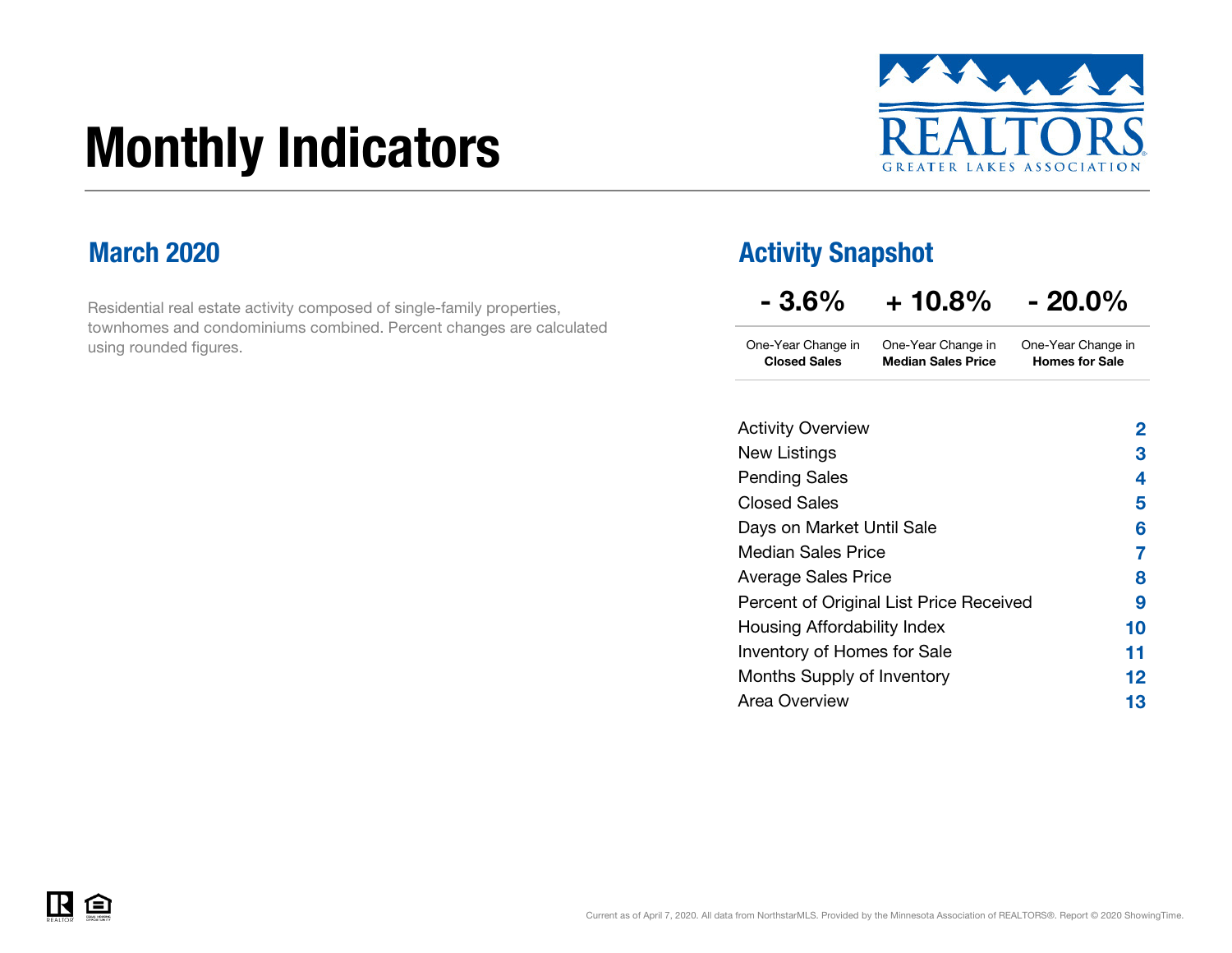# Monthly Indicators

REALTORS GREATER LAKES ASSOCIATION

## March 2020

Residential real estate activity composed of single-family properties, townhomes and condominiums combined. Percent changes are calculated using rounded figures.

## Activity Snapshot

| - 3.6% | + 10.8% | - 20.0% |
|---|---|---|
| One-Year Change in **Closed Sales** | One-Year Change in **Median Sales Price** | One-Year Change in **Homes for Sale** |

| | |
|---|---|
| Activity Overview | 2 |
| New Listings | 3 |
| Pending Sales | 4 |
| Closed Sales | 5 |
| Days on Market Until Sale | 6 |
| Median Sales Price | 7 |
| Average Sales Price | 8 |
| Percent of Original List Price Received | 9 |
| Housing Affordability Index | 10 |
| Inventory of Homes for Sale | 11 |
| Months Supply of Inventory | 12 |
| Area Overview | 13 |

Current as of April 7, 2020. All data from NorthstarMLS. Provided by the Minnesota Association of REALTORS®. Report © 2020 ShowingTime.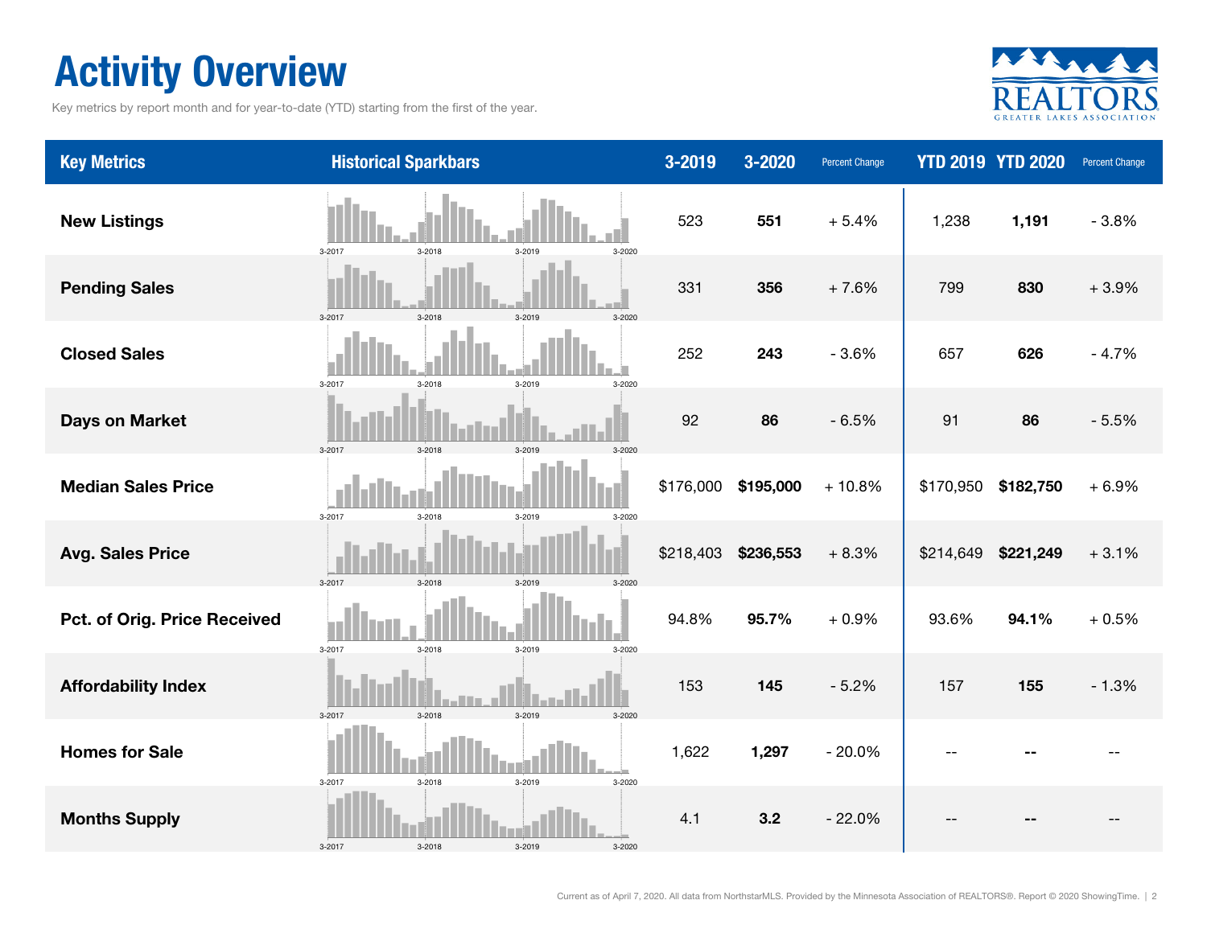# Activity Overview

Key metrics by report month and for year-to-date (YTD) starting from the first of the year.

| Key Metrics | Historical Sparkbars | 3-2019 | 3-2020 | Percent Change | YTD 2019 | YTD 2020 | Percent Change |
|---|---|---|---|---|---|---|---|
| **New Listings** | 3-2017 3-2018 3-2019 3-2020 | 523 | **551** | + 5.4% | 1,238 | **1,191** | - 3.8% |
| **Pending Sales** | 3-2017 3-2018 3-2019 3-2020 | 331 | **356** | + 7.6% | 799 | **830** | + 3.9% |
| **Closed Sales** | 3-2017 3-2018 3-2019 3-2020 | 252 | **243** | - 3.6% | 657 | **626** | - 4.7% |
| **Days on Market** | 3-2017 3-2018 3-2019 3-2020 | 92 | **86** | - 6.5% | 91 | **86** | - 5.5% |
| **Median Sales Price** | 3-2017 3-2018 3-2019 3-2020 | $176,000 | **$195,000** | + 10.8% | $170,950 | **$182,750** | + 6.9% |
| **Avg. Sales Price** | 3-2017 3-2018 3-2019 3-2020 | $218,403 | **$236,553** | + 8.3% | $214,649 | **$221,249** | + 3.1% |
| **Pct. of Orig. Price Received** | 3-2017 3-2018 3-2019 3-2020 | 94.8% | **95.7%** | + 0.9% | 93.6% | **94.1%** | + 0.5% |
| **Affordability Index** | 3-2017 3-2018 3-2019 3-2020 | 153 | **145** | - 5.2% | 157 | **155** | - 1.3% |
| **Homes for Sale** | 3-2017 3-2018 3-2019 3-2020 | 1,622 | **1,297** | - 20.0% | -- | **--** | -- |
| **Months Supply** | 3-2017 3-2018 3-2019 3-2020 | 4.1 | **3.2** | - 22.0% | -- | **--** | -- |

Current as of April 7, 2020. All data from NorthstarMLS. Provided by the Minnesota Association of REALTORS®. Report © 2020 ShowingTime.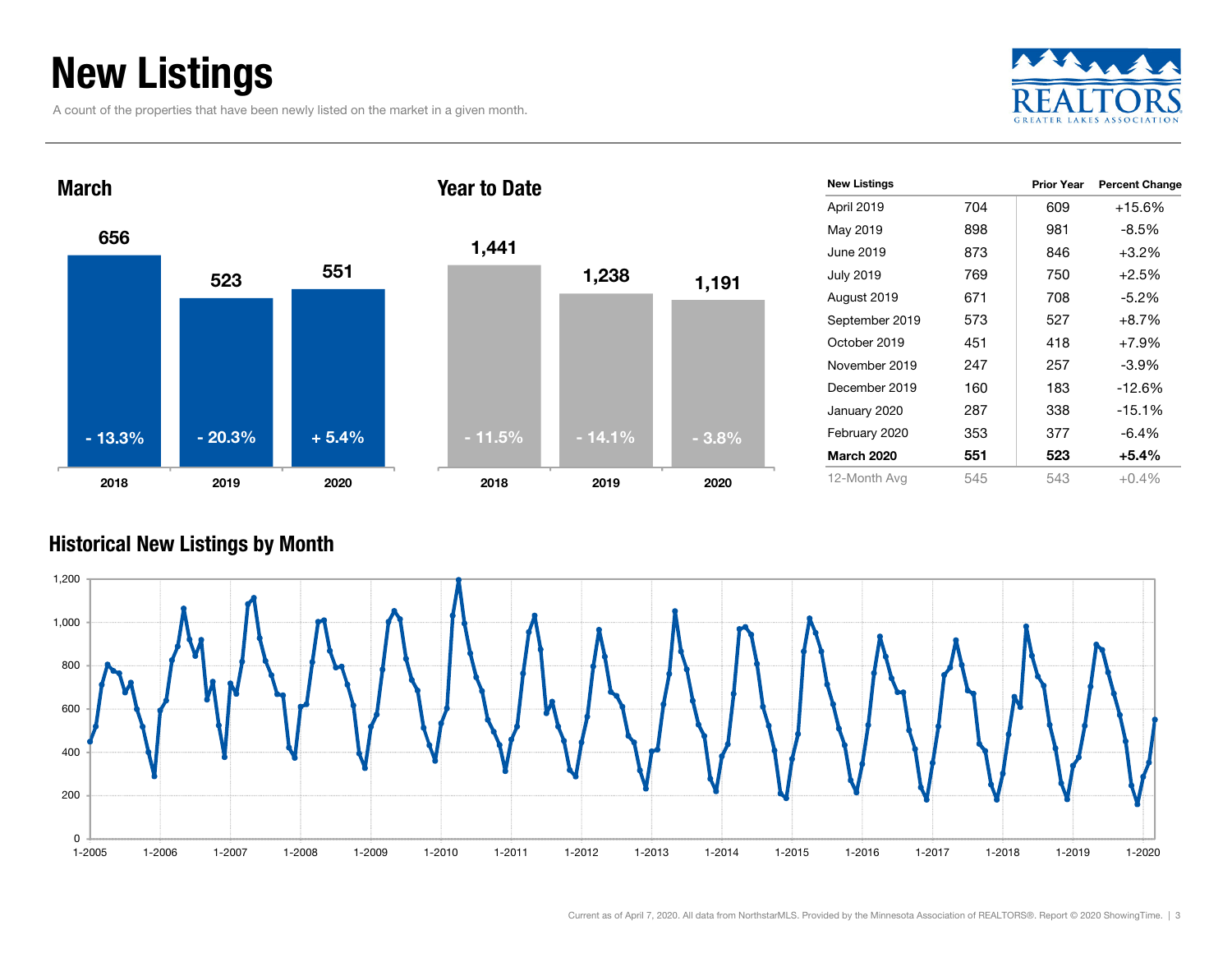# New Listings

A count of the properties that have been newly listed on the market in a given month.

### March

| | 2018 | 2019 | 2020 |
|---|---|---|---|
| New Listings | 656 | 523 | 551 |
| Change | - 13.3% | - 20.3% | + 5.4% |

### Year to Date

| | 2018 | 2019 | 2020 |
|---|---|---|---|
| New Listings | 1,441 | 1,238 | 1,191 |
| Change | - 11.5% | - 14.1% | - 3.8% |

| New Listings | | Prior Year | Percent Change |
|---|---|---|---|
| April 2019 | 704 | 609 | +15.6% |
| May 2019 | 898 | 981 | -8.5% |
| June 2019 | 873 | 846 | +3.2% |
| July 2019 | 769 | 750 | +2.5% |
| August 2019 | 671 | 708 | -5.2% |
| September 2019 | 573 | 527 | +8.7% |
| October 2019 | 451 | 418 | +7.9% |
| November 2019 | 247 | 257 | -3.9% |
| December 2019 | 160 | 183 | -12.6% |
| January 2020 | 287 | 338 | -15.1% |
| February 2020 | 353 | 377 | -6.4% |
| **March 2020** | **551** | **523** | **+5.4%** |
| 12-Month Avg | 545 | 543 | +0.4% |

### Historical New Listings by Month

Current as of April 7, 2020. All data from NorthstarMLS. Provided by the Minnesota Association of REALTORS®. Report © 2020 ShowingTime.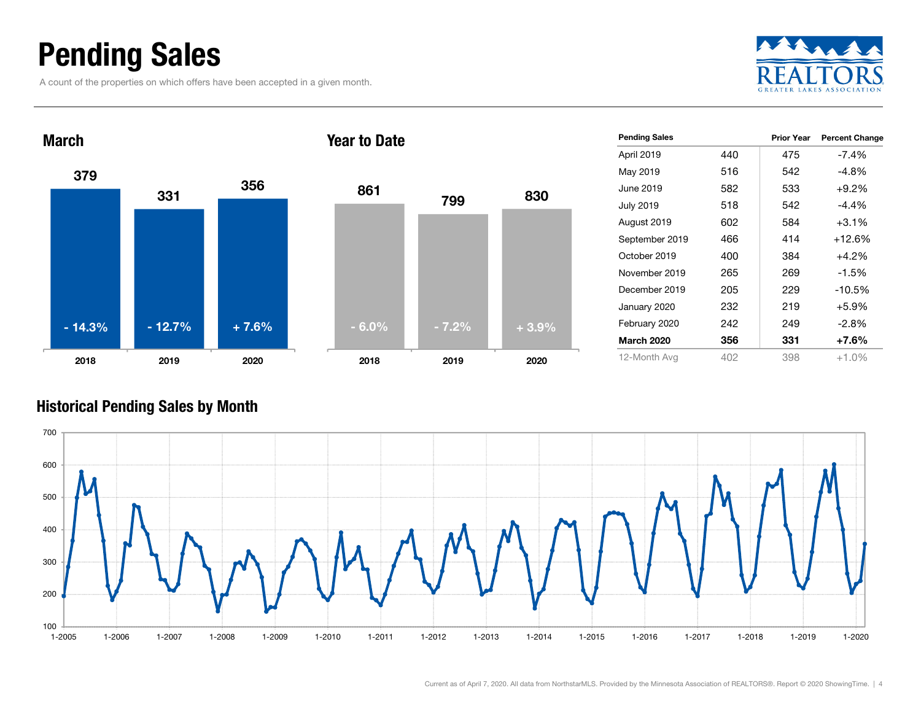# Pending Sales

A count of the properties on which offers have been accepted in a given month.

## March

| | 2018 | 2019 | 2020 |
|---|---|---|---|
| Pending Sales | 379 | 331 | 356 |
| Change | - 14.3% | - 12.7% | + 7.6% |

## Year to Date

| | 2018 | 2019 | 2020 |
|---|---|---|---|
| Pending Sales | 861 | 799 | 830 |
| Change | - 6.0% | - 7.2% | + 3.9% |

| Pending Sales | | Prior Year | Percent Change |
|---|---|---|---|
| April 2019 | 440 | 475 | -7.4% |
| May 2019 | 516 | 542 | -4.8% |
| June 2019 | 582 | 533 | +9.2% |
| July 2019 | 518 | 542 | -4.4% |
| August 2019 | 602 | 584 | +3.1% |
| September 2019 | 466 | 414 | +12.6% |
| October 2019 | 400 | 384 | +4.2% |
| November 2019 | 265 | 269 | -1.5% |
| December 2019 | 205 | 229 | -10.5% |
| January 2020 | 232 | 219 | +5.9% |
| February 2020 | 242 | 249 | -2.8% |
| **March 2020** | **356** | **331** | **+7.6%** |
| 12-Month Avg | 402 | 398 | +1.0% |

## Historical Pending Sales by Month

Current as of April 7, 2020. All data from NorthstarMLS. Provided by the Minnesota Association of REALTORS®. Report © 2020 ShowingTime.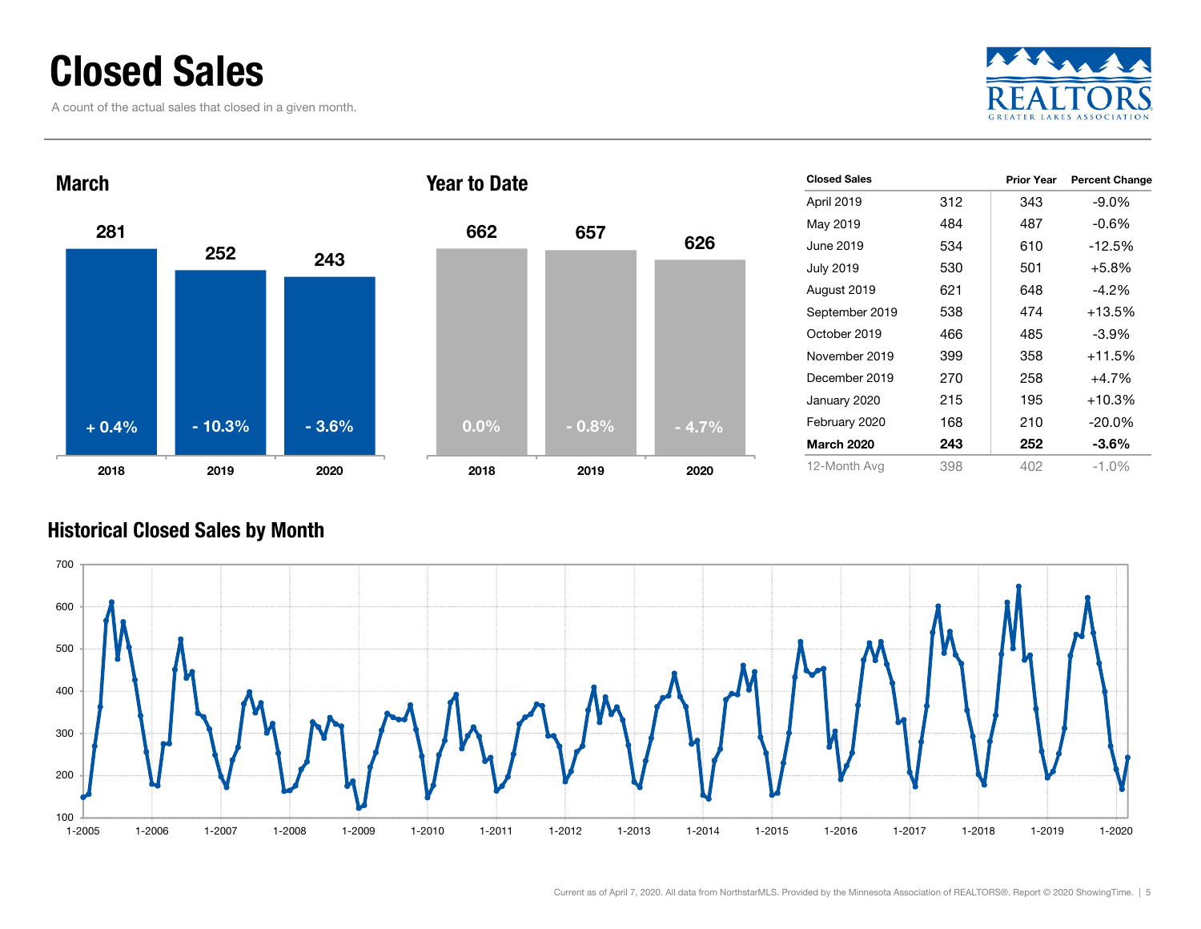# Closed Sales

A count of the actual sales that closed in a given month.

## March

| | 2018 | 2019 | 2020 |
|---|---|---|---|
| Closed Sales | 281 | 252 | 243 |
| Percent Change | + 0.4% | - 10.3% | - 3.6% |

## Year to Date

| | 2018 | 2019 | 2020 |
|---|---|---|---|
| Closed Sales | 662 | 657 | 626 |
| Percent Change | 0.0% | - 0.8% | - 4.7% |

| Closed Sales | | Prior Year | Percent Change |
|---|---|---|---|
| April 2019 | 312 | 343 | -9.0% |
| May 2019 | 484 | 487 | -0.6% |
| June 2019 | 534 | 610 | -12.5% |
| July 2019 | 530 | 501 | +5.8% |
| August 2019 | 621 | 648 | -4.2% |
| September 2019 | 538 | 474 | +13.5% |
| October 2019 | 466 | 485 | -3.9% |
| November 2019 | 399 | 358 | +11.5% |
| December 2019 | 270 | 258 | +4.7% |
| January 2020 | 215 | 195 | +10.3% |
| February 2020 | 168 | 210 | -20.0% |
| **March 2020** | **243** | **252** | **-3.6%** |
| 12-Month Avg | 398 | 402 | -1.0% |

## Historical Closed Sales by Month

Current as of April 7, 2020. All data from NorthstarMLS. Provided by the Minnesota Association of REALTORS®. Report © 2020 ShowingTime.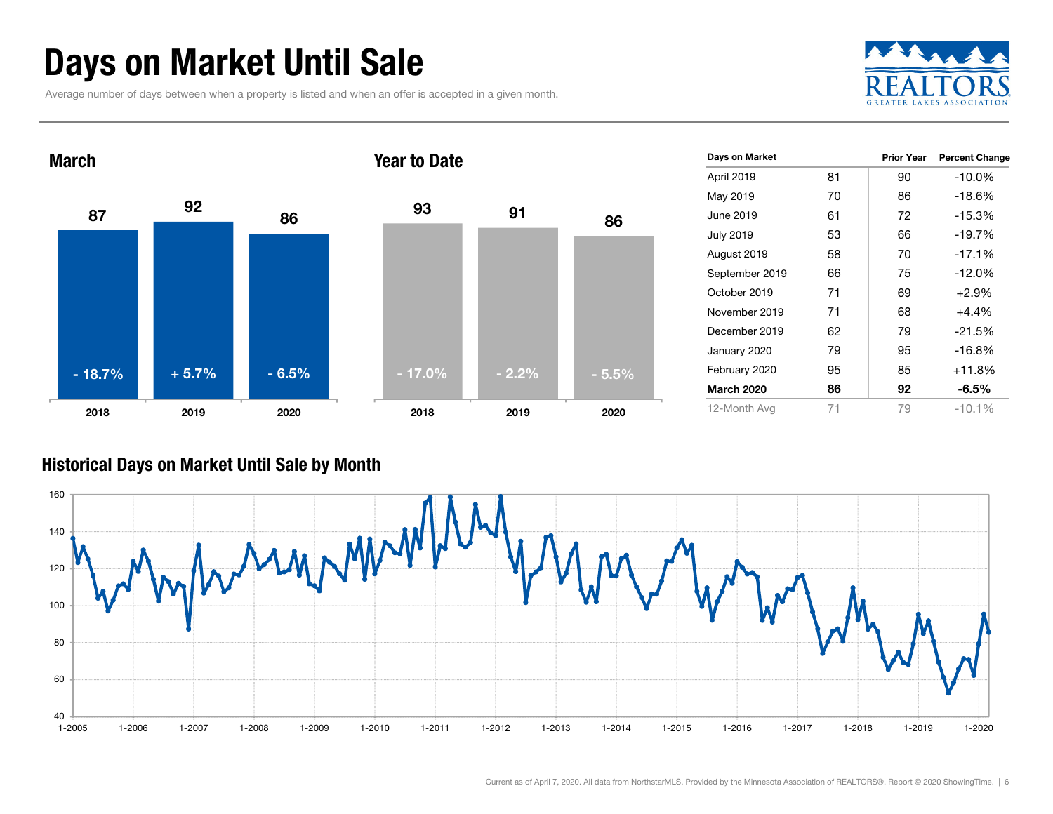# Days on Market Until Sale

Average number of days between when a property is listed and when an offer is accepted in a given month.

## March

| | 2018 | 2019 | 2020 |
|---|---|---|---|
| Days | 87 | 92 | 86 |
| Change | - 18.7% | + 5.7% | - 6.5% |

## Year to Date

| | 2018 | 2019 | 2020 |
|---|---|---|---|
| Days | 93 | 91 | 86 |
| Change | - 17.0% | - 2.2% | - 5.5% |

| Days on Market | | Prior Year | Percent Change |
|---|---|---|---|
| April 2019 | 81 | 90 | -10.0% |
| May 2019 | 70 | 86 | -18.6% |
| June 2019 | 61 | 72 | -15.3% |
| July 2019 | 53 | 66 | -19.7% |
| August 2019 | 58 | 70 | -17.1% |
| September 2019 | 66 | 75 | -12.0% |
| October 2019 | 71 | 69 | +2.9% |
| November 2019 | 71 | 68 | +4.4% |
| December 2019 | 62 | 79 | -21.5% |
| January 2020 | 79 | 95 | -16.8% |
| February 2020 | 95 | 85 | +11.8% |
| **March 2020** | **86** | **92** | **-6.5%** |
| 12-Month Avg | 71 | 79 | -10.1% |

## Historical Days on Market Until Sale by Month

Current as of April 7, 2020. All data from NorthstarMLS. Provided by the Minnesota Association of REALTORS®. Report © 2020 ShowingTime.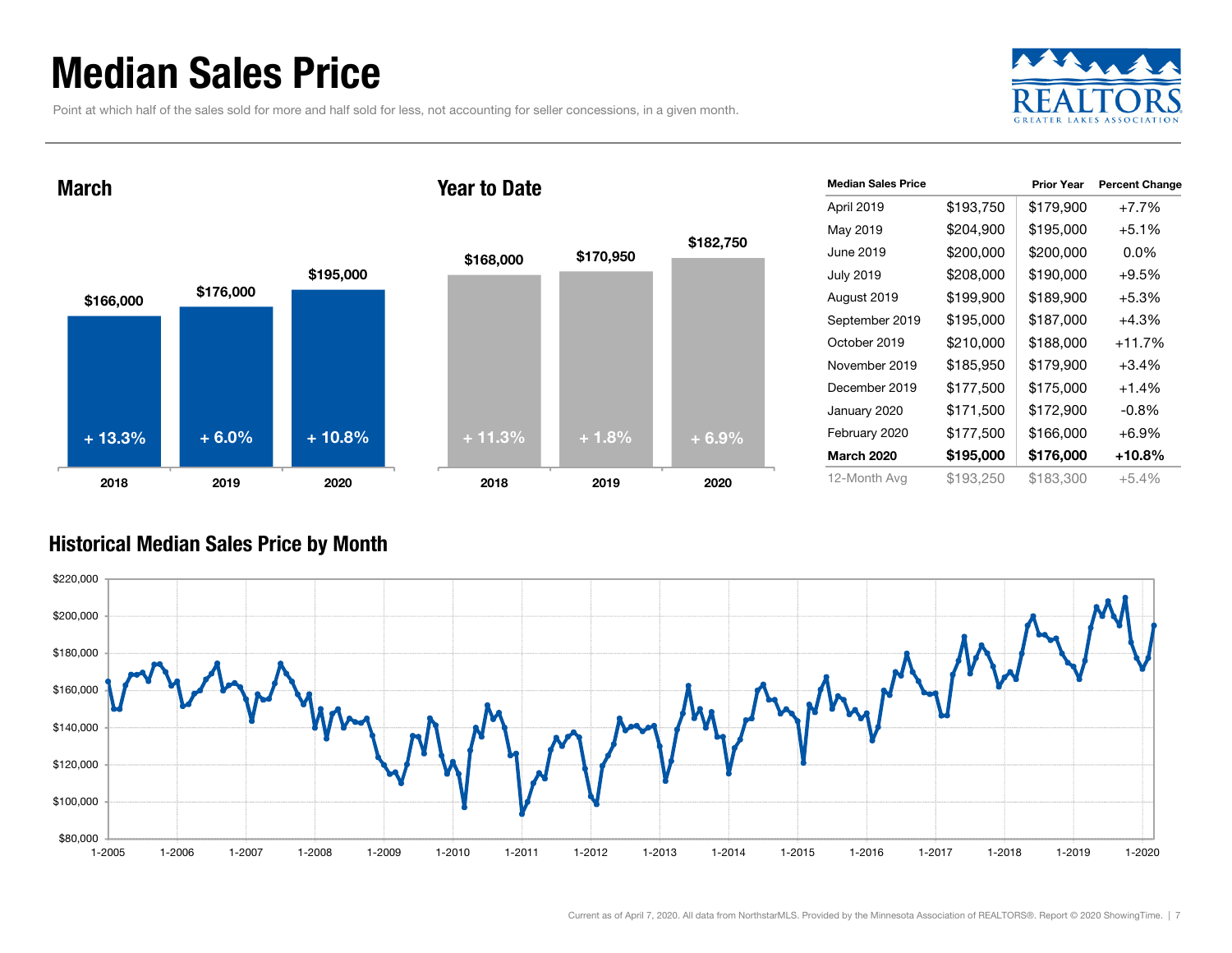# Median Sales Price

Point at which half of the sales sold for more and half sold for less, not accounting for seller concessions, in a given month.

## March

| Year | Median Sales Price | Change |
|---|---|---|
| 2018 | $166,000 | + 13.3% |
| 2019 | $176,000 | + 6.0% |
| 2020 | $195,000 | + 10.8% |

## Year to Date

| Year | Median Sales Price | Change |
|---|---|---|
| 2018 | $168,000 | + 11.3% |
| 2019 | $170,950 | + 1.8% |
| 2020 | $182,750 | + 6.9% |

| Median Sales Price | | Prior Year | Percent Change |
|---|---|---|---|
| April 2019 | $193,750 | $179,900 | +7.7% |
| May 2019 | $204,900 | $195,000 | +5.1% |
| June 2019 | $200,000 | $200,000 | 0.0% |
| July 2019 | $208,000 | $190,000 | +9.5% |
| August 2019 | $199,900 | $189,900 | +5.3% |
| September 2019 | $195,000 | $187,000 | +4.3% |
| October 2019 | $210,000 | $188,000 | +11.7% |
| November 2019 | $185,950 | $179,900 | +3.4% |
| December 2019 | $177,500 | $175,000 | +1.4% |
| January 2020 | $171,500 | $172,900 | -0.8% |
| February 2020 | $177,500 | $166,000 | +6.9% |
| **March 2020** | **$195,000** | **$176,000** | **+10.8%** |
| 12-Month Avg | $193,250 | $183,300 | +5.4% |

## Historical Median Sales Price by Month

Current as of April 7, 2020. All data from NorthstarMLS. Provided by the Minnesota Association of REALTORS®. Report © 2020 ShowingTime.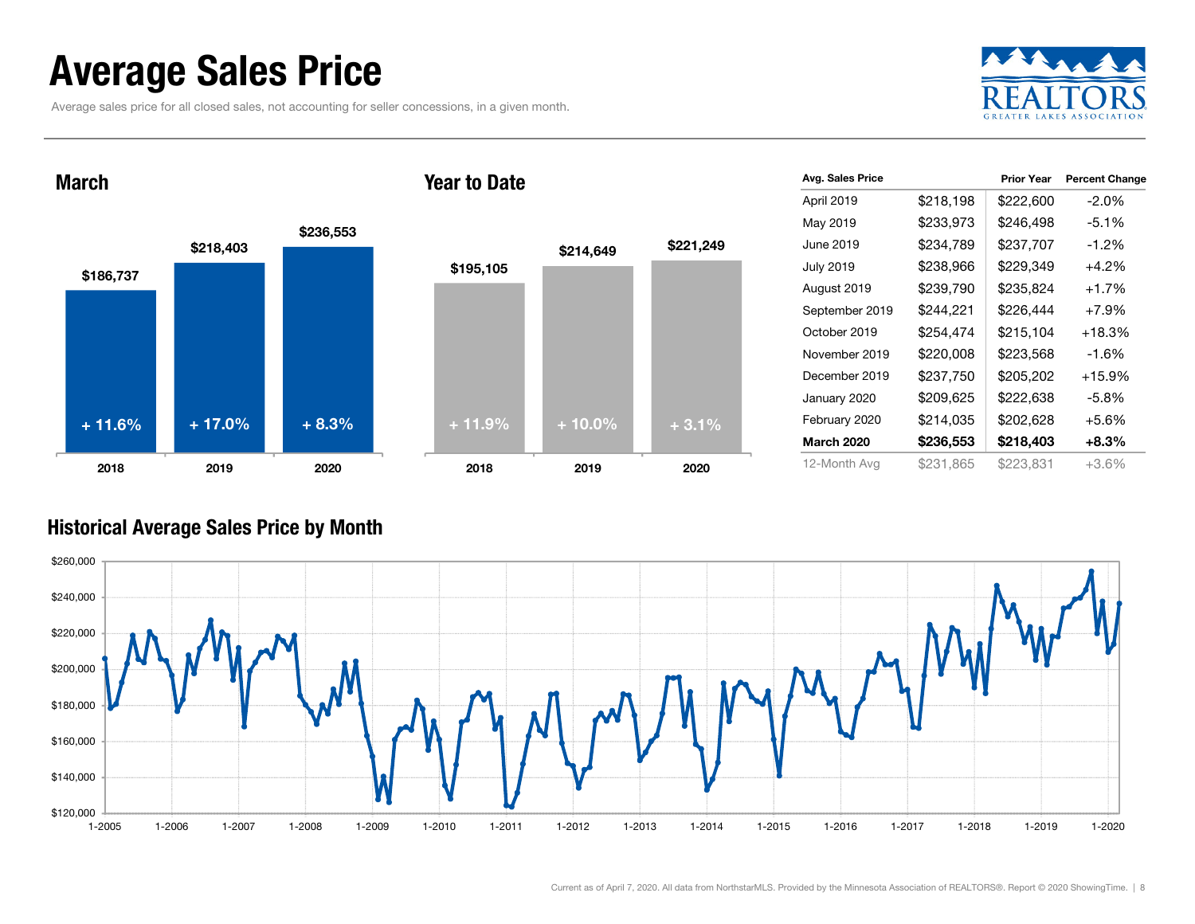# Average Sales Price

Average sales price for all closed sales, not accounting for seller concessions, in a given month.

## March

| Year | Average Sales Price | Change |
|---|---|---|
| 2018 | $186,737 | + 11.6% |
| 2019 | $218,403 | + 17.0% |
| 2020 | $236,553 | + 8.3% |

## Year to Date

| Year | Average Sales Price | Change |
|---|---|---|
| 2018 | $195,105 | + 11.9% |
| 2019 | $214,649 | + 10.0% |
| 2020 | $221,249 | + 3.1% |

| Avg. Sales Price | | Prior Year | Percent Change |
|---|---|---|---|
| April 2019 | $218,198 | $222,600 | -2.0% |
| May 2019 | $233,973 | $246,498 | -5.1% |
| June 2019 | $234,789 | $237,707 | -1.2% |
| July 2019 | $238,966 | $229,349 | +4.2% |
| August 2019 | $239,790 | $235,824 | +1.7% |
| September 2019 | $244,221 | $226,444 | +7.9% |
| October 2019 | $254,474 | $215,104 | +18.3% |
| November 2019 | $220,008 | $223,568 | -1.6% |
| December 2019 | $237,750 | $205,202 | +15.9% |
| January 2020 | $209,625 | $222,638 | -5.8% |
| February 2020 | $214,035 | $202,628 | +5.6% |
| **March 2020** | **$236,553** | **$218,403** | **+8.3%** |
| 12-Month Avg | $231,865 | $223,831 | +3.6% |

## Historical Average Sales Price by Month

Current as of April 7, 2020. All data from NorthstarMLS. Provided by the Minnesota Association of REALTORS®. Report © 2020 ShowingTime.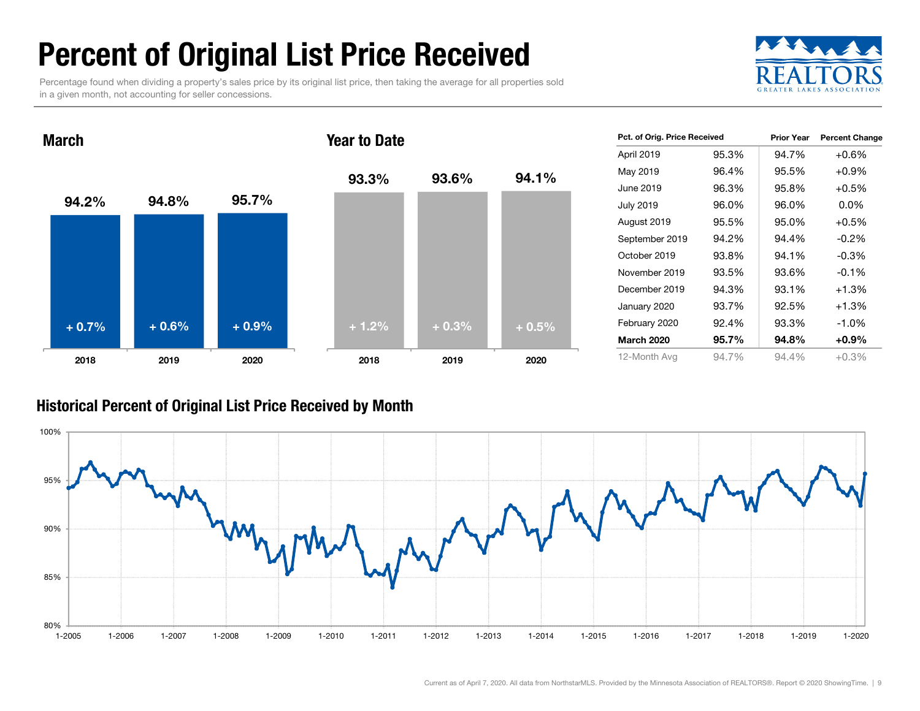# Percent of Original List Price Received

Percentage found when dividing a property's sales price by its original list price, then taking the average for all properties sold in a given month, not accounting for seller concessions.

## March

| | 2018 | 2019 | 2020 |
|---|---|---|---|
| Percent of Original List Price Received | 94.2% | 94.8% | 95.7% |
| Change | + 0.7% | + 0.6% | + 0.9% |

## Year to Date

| | 2018 | 2019 | 2020 |
|---|---|---|---|
| Percent of Original List Price Received | 93.3% | 93.6% | 94.1% |
| Change | + 1.2% | + 0.3% | + 0.5% |

| Pct. of Orig. Price Received | | Prior Year | Percent Change |
|---|---|---|---|
| April 2019 | 95.3% | 94.7% | +0.6% |
| May 2019 | 96.4% | 95.5% | +0.9% |
| June 2019 | 96.3% | 95.8% | +0.5% |
| July 2019 | 96.0% | 96.0% | 0.0% |
| August 2019 | 95.5% | 95.0% | +0.5% |
| September 2019 | 94.2% | 94.4% | -0.2% |
| October 2019 | 93.8% | 94.1% | -0.3% |
| November 2019 | 93.5% | 93.6% | -0.1% |
| December 2019 | 94.3% | 93.1% | +1.3% |
| January 2020 | 93.7% | 92.5% | +1.3% |
| February 2020 | 92.4% | 93.3% | -1.0% |
| **March 2020** | **95.7%** | **94.8%** | **+0.9%** |
| 12-Month Avg | 94.7% | 94.4% | +0.3% |

## Historical Percent of Original List Price Received by Month

Current as of April 7, 2020. All data from NorthstarMLS. Provided by the Minnesota Association of REALTORS®. Report © 2020 ShowingTime.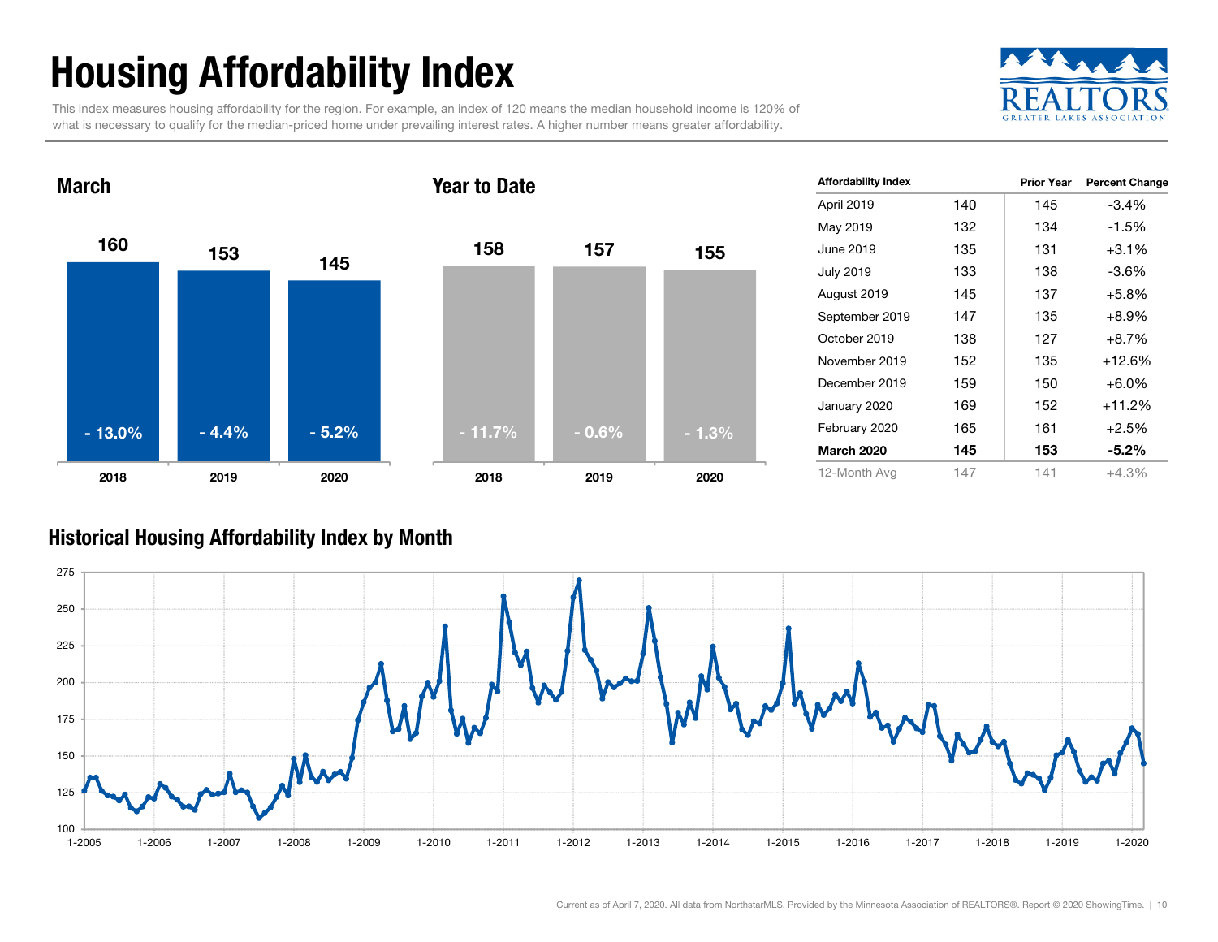# Housing Affordability Index

This index measures housing affordability for the region. For example, an index of 120 means the median household income is 120% of what is necessary to qualify for the median-priced home under prevailing interest rates. A higher number means greater affordability.

## March

| Year | Index | Change |
|---|---|---|
| 2018 | 160 | - 13.0% |
| 2019 | 153 | - 4.4% |
| 2020 | 145 | - 5.2% |

## Year to Date

| Year | Index | Change |
|---|---|---|
| 2018 | 158 | - 11.7% |
| 2019 | 157 | - 0.6% |
| 2020 | 155 | - 1.3% |

| Affordability Index | | Prior Year | Percent Change |
|---|---|---|---|
| April 2019 | 140 | 145 | -3.4% |
| May 2019 | 132 | 134 | -1.5% |
| June 2019 | 135 | 131 | +3.1% |
| July 2019 | 133 | 138 | -3.6% |
| August 2019 | 145 | 137 | +5.8% |
| September 2019 | 147 | 135 | +8.9% |
| October 2019 | 138 | 127 | +8.7% |
| November 2019 | 152 | 135 | +12.6% |
| December 2019 | 159 | 150 | +6.0% |
| January 2020 | 169 | 152 | +11.2% |
| February 2020 | 165 | 161 | +2.5% |
| **March 2020** | **145** | **153** | **-5.2%** |
| 12-Month Avg | 147 | 141 | +4.3% |

## Historical Housing Affordability Index by Month

Current as of April 7, 2020. All data from NorthstarMLS. Provided by the Minnesota Association of REALTORS®. Report © 2020 ShowingTime.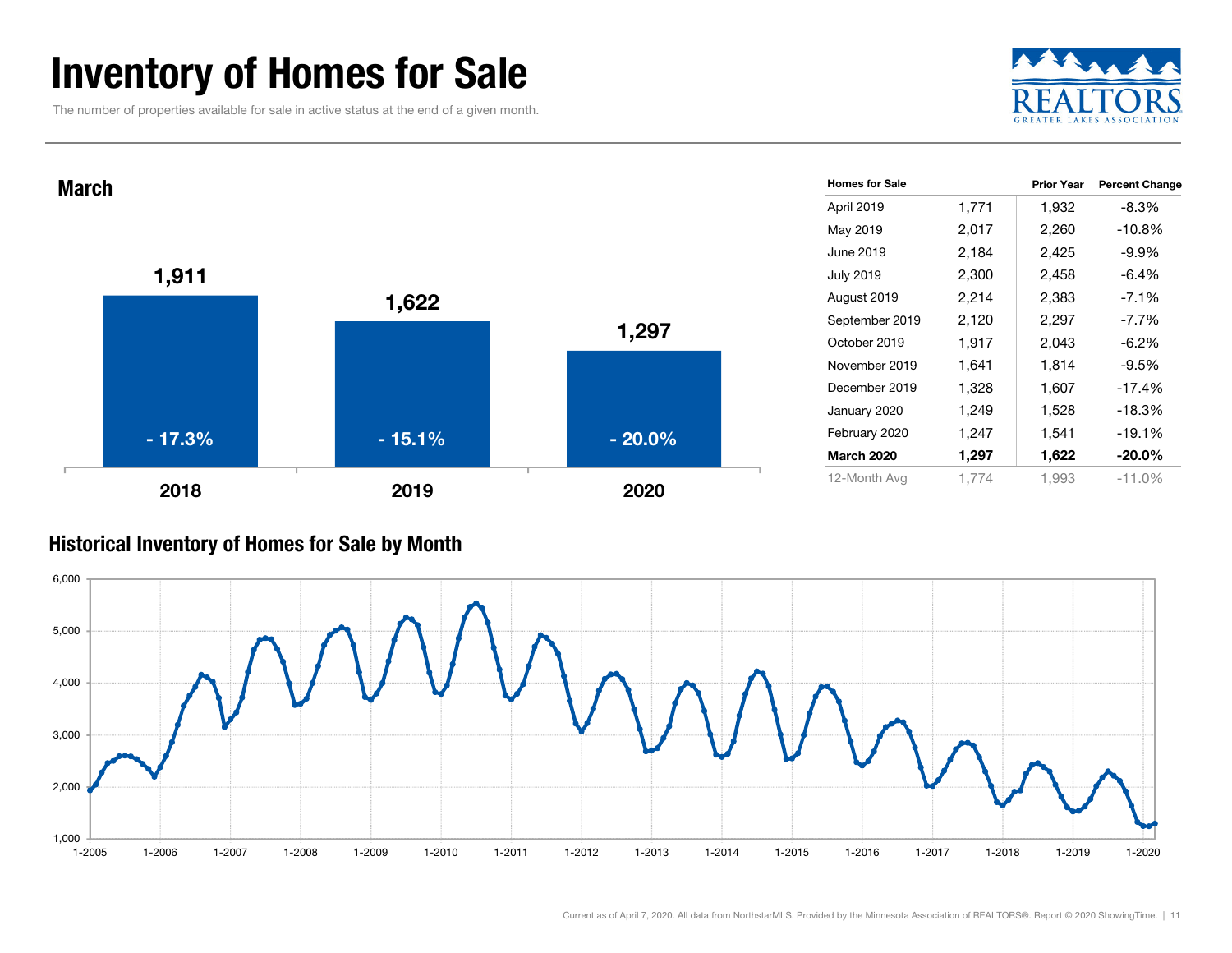# Inventory of Homes for Sale

The number of properties available for sale in active status at the end of a given month.

## March

| Year | Homes for Sale | Percent Change |
|---|---|---|
| 2018 | 1,911 | - 17.3% |
| 2019 | 1,622 | - 15.1% |
| 2020 | 1,297 | - 20.0% |

| Homes for Sale | | Prior Year | Percent Change |
|---|---|---|---|
| April 2019 | 1,771 | 1,932 | -8.3% |
| May 2019 | 2,017 | 2,260 | -10.8% |
| June 2019 | 2,184 | 2,425 | -9.9% |
| July 2019 | 2,300 | 2,458 | -6.4% |
| August 2019 | 2,214 | 2,383 | -7.1% |
| September 2019 | 2,120 | 2,297 | -7.7% |
| October 2019 | 1,917 | 2,043 | -6.2% |
| November 2019 | 1,641 | 1,814 | -9.5% |
| December 2019 | 1,328 | 1,607 | -17.4% |
| January 2020 | 1,249 | 1,528 | -18.3% |
| February 2020 | 1,247 | 1,541 | -19.1% |
| **March 2020** | **1,297** | **1,622** | **-20.0%** |
| 12-Month Avg | 1,774 | 1,993 | -11.0% |

## Historical Inventory of Homes for Sale by Month

Current as of April 7, 2020. All data from NorthstarMLS. Provided by the Minnesota Association of REALTORS®. Report © 2020 ShowingTime.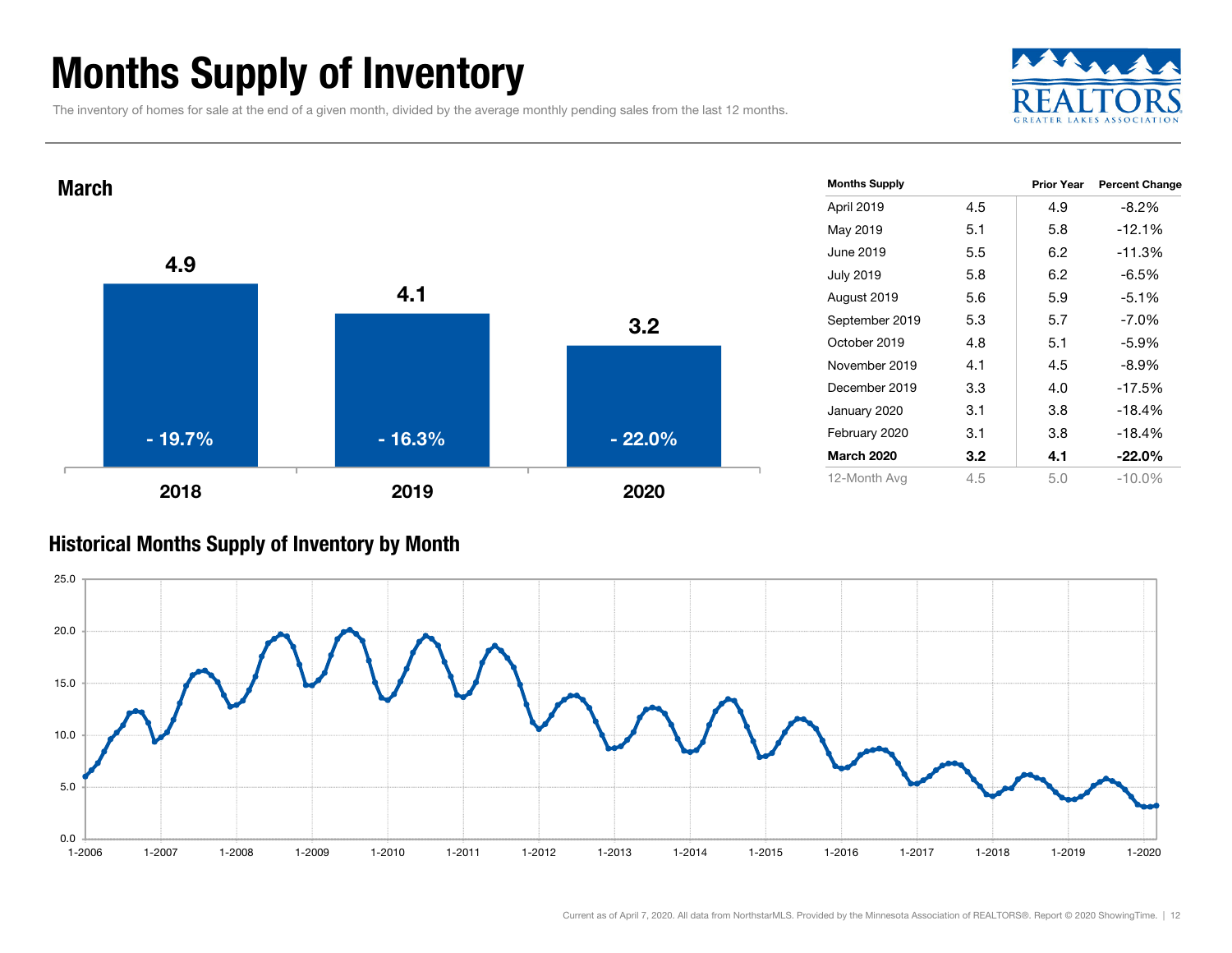# Months Supply of Inventory

The inventory of homes for sale at the end of a given month, divided by the average monthly pending sales from the last 12 months.

## March

| Year | Months Supply | Percent Change |
|---|---|---|
| 2018 | 4.9 | - 19.7% |
| 2019 | 4.1 | - 16.3% |
| 2020 | 3.2 | - 22.0% |

| Months Supply | | Prior Year | Percent Change |
|---|---|---|---|
| April 2019 | 4.5 | 4.9 | -8.2% |
| May 2019 | 5.1 | 5.8 | -12.1% |
| June 2019 | 5.5 | 6.2 | -11.3% |
| July 2019 | 5.8 | 6.2 | -6.5% |
| August 2019 | 5.6 | 5.9 | -5.1% |
| September 2019 | 5.3 | 5.7 | -7.0% |
| October 2019 | 4.8 | 5.1 | -5.9% |
| November 2019 | 4.1 | 4.5 | -8.9% |
| December 2019 | 3.3 | 4.0 | -17.5% |
| January 2020 | 3.1 | 3.8 | -18.4% |
| February 2020 | 3.1 | 3.8 | -18.4% |
| **March 2020** | **3.2** | **4.1** | **-22.0%** |
| 12-Month Avg | 4.5 | 5.0 | -10.0% |

## Historical Months Supply of Inventory by Month

Current as of April 7, 2020. All data from NorthstarMLS. Provided by the Minnesota Association of REALTORS®. Report © 2020 ShowingTime.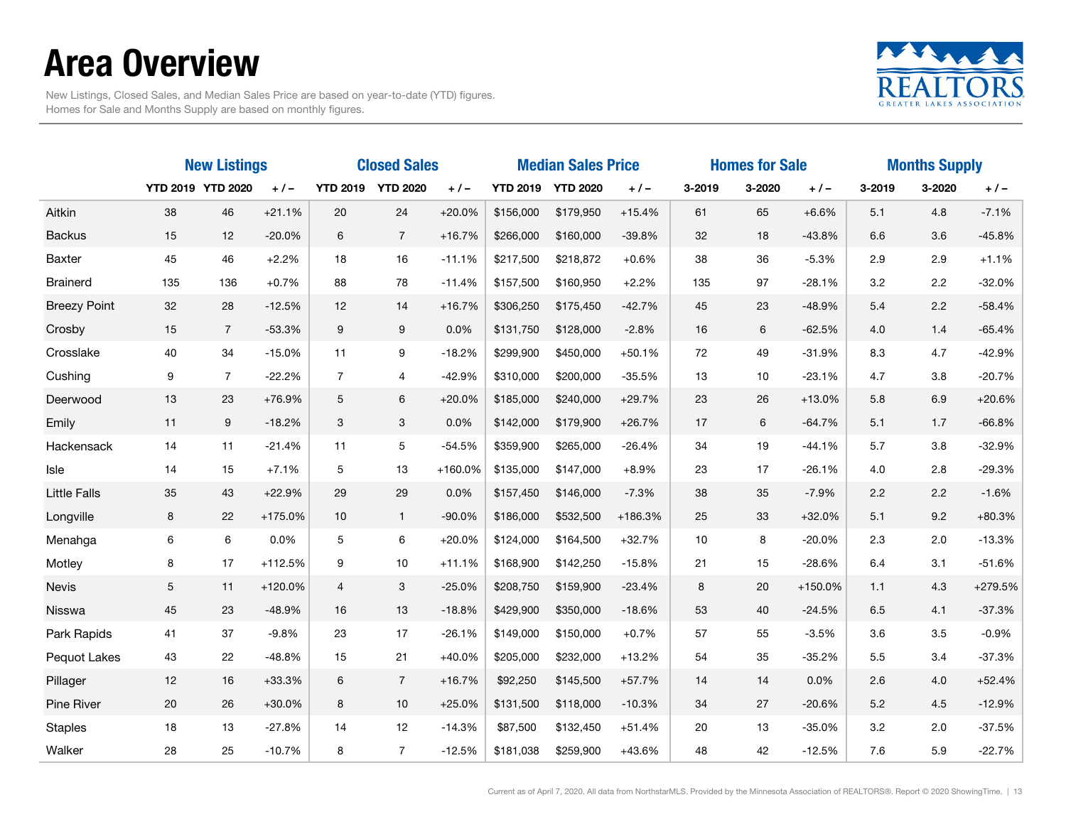# Area Overview

New Listings, Closed Sales, and Median Sales Price are based on year-to-date (YTD) figures.
Homes for Sale and Months Supply are based on monthly figures.

| | New Listings | | | Closed Sales | | | Median Sales Price | | | Homes for Sale | | | Months Supply | | |
|---|---|---|---|---|---|---|---|---|---|---|---|---|---|---|---|
| | YTD 2019 | YTD 2020 | + / – | YTD 2019 | YTD 2020 | + / – | YTD 2019 | YTD 2020 | + / – | 3-2019 | 3-2020 | + / – | 3-2019 | 3-2020 | + / – |
| Aitkin | 38 | 46 | +21.1% | 20 | 24 | +20.0% | $156,000 | $179,950 | +15.4% | 61 | 65 | +6.6% | 5.1 | 4.8 | -7.1% |
| Backus | 15 | 12 | -20.0% | 6 | 7 | +16.7% | $266,000 | $160,000 | -39.8% | 32 | 18 | -43.8% | 6.6 | 3.6 | -45.8% |
| Baxter | 45 | 46 | +2.2% | 18 | 16 | -11.1% | $217,500 | $218,872 | +0.6% | 38 | 36 | -5.3% | 2.9 | 2.9 | +1.1% |
| Brainerd | 135 | 136 | +0.7% | 88 | 78 | -11.4% | $157,500 | $160,950 | +2.2% | 135 | 97 | -28.1% | 3.2 | 2.2 | -32.0% |
| Breezy Point | 32 | 28 | -12.5% | 12 | 14 | +16.7% | $306,250 | $175,450 | -42.7% | 45 | 23 | -48.9% | 5.4 | 2.2 | -58.4% |
| Crosby | 15 | 7 | -53.3% | 9 | 9 | 0.0% | $131,750 | $128,000 | -2.8% | 16 | 6 | -62.5% | 4.0 | 1.4 | -65.4% |
| Crosslake | 40 | 34 | -15.0% | 11 | 9 | -18.2% | $299,900 | $450,000 | +50.1% | 72 | 49 | -31.9% | 8.3 | 4.7 | -42.9% |
| Cushing | 9 | 7 | -22.2% | 7 | 4 | -42.9% | $310,000 | $200,000 | -35.5% | 13 | 10 | -23.1% | 4.7 | 3.8 | -20.7% |
| Deerwood | 13 | 23 | +76.9% | 5 | 6 | +20.0% | $185,000 | $240,000 | +29.7% | 23 | 26 | +13.0% | 5.8 | 6.9 | +20.6% |
| Emily | 11 | 9 | -18.2% | 3 | 3 | 0.0% | $142,000 | $179,900 | +26.7% | 17 | 6 | -64.7% | 5.1 | 1.7 | -66.8% |
| Hackensack | 14 | 11 | -21.4% | 11 | 5 | -54.5% | $359,900 | $265,000 | -26.4% | 34 | 19 | -44.1% | 5.7 | 3.8 | -32.9% |
| Isle | 14 | 15 | +7.1% | 5 | 13 | +160.0% | $135,000 | $147,000 | +8.9% | 23 | 17 | -26.1% | 4.0 | 2.8 | -29.3% |
| Little Falls | 35 | 43 | +22.9% | 29 | 29 | 0.0% | $157,450 | $146,000 | -7.3% | 38 | 35 | -7.9% | 2.2 | 2.2 | -1.6% |
| Longville | 8 | 22 | +175.0% | 10 | 1 | -90.0% | $186,000 | $532,500 | +186.3% | 25 | 33 | +32.0% | 5.1 | 9.2 | +80.3% |
| Menahga | 6 | 6 | 0.0% | 5 | 6 | +20.0% | $124,000 | $164,500 | +32.7% | 10 | 8 | -20.0% | 2.3 | 2.0 | -13.3% |
| Motley | 8 | 17 | +112.5% | 9 | 10 | +11.1% | $168,900 | $142,250 | -15.8% | 21 | 15 | -28.6% | 6.4 | 3.1 | -51.6% |
| Nevis | 5 | 11 | +120.0% | 4 | 3 | -25.0% | $208,750 | $159,900 | -23.4% | 8 | 20 | +150.0% | 1.1 | 4.3 | +279.5% |
| Nisswa | 45 | 23 | -48.9% | 16 | 13 | -18.8% | $429,900 | $350,000 | -18.6% | 53 | 40 | -24.5% | 6.5 | 4.1 | -37.3% |
| Park Rapids | 41 | 37 | -9.8% | 23 | 17 | -26.1% | $149,000 | $150,000 | +0.7% | 57 | 55 | -3.5% | 3.6 | 3.5 | -0.9% |
| Pequot Lakes | 43 | 22 | -48.8% | 15 | 21 | +40.0% | $205,000 | $232,000 | +13.2% | 54 | 35 | -35.2% | 5.5 | 3.4 | -37.3% |
| Pillager | 12 | 16 | +33.3% | 6 | 7 | +16.7% | $92,250 | $145,500 | +57.7% | 14 | 14 | 0.0% | 2.6 | 4.0 | +52.4% |
| Pine River | 20 | 26 | +30.0% | 8 | 10 | +25.0% | $131,500 | $118,000 | -10.3% | 34 | 27 | -20.6% | 5.2 | 4.5 | -12.9% |
| Staples | 18 | 13 | -27.8% | 14 | 12 | -14.3% | $87,500 | $132,450 | +51.4% | 20 | 13 | -35.0% | 3.2 | 2.0 | -37.5% |
| Walker | 28 | 25 | -10.7% | 8 | 7 | -12.5% | $181,038 | $259,900 | +43.6% | 48 | 42 | -12.5% | 7.6 | 5.9 | -22.7% |

Current as of April 7, 2020. All data from NorthstarMLS. Provided by the Minnesota Association of REALTORS®. Report © 2020 ShowingTime.